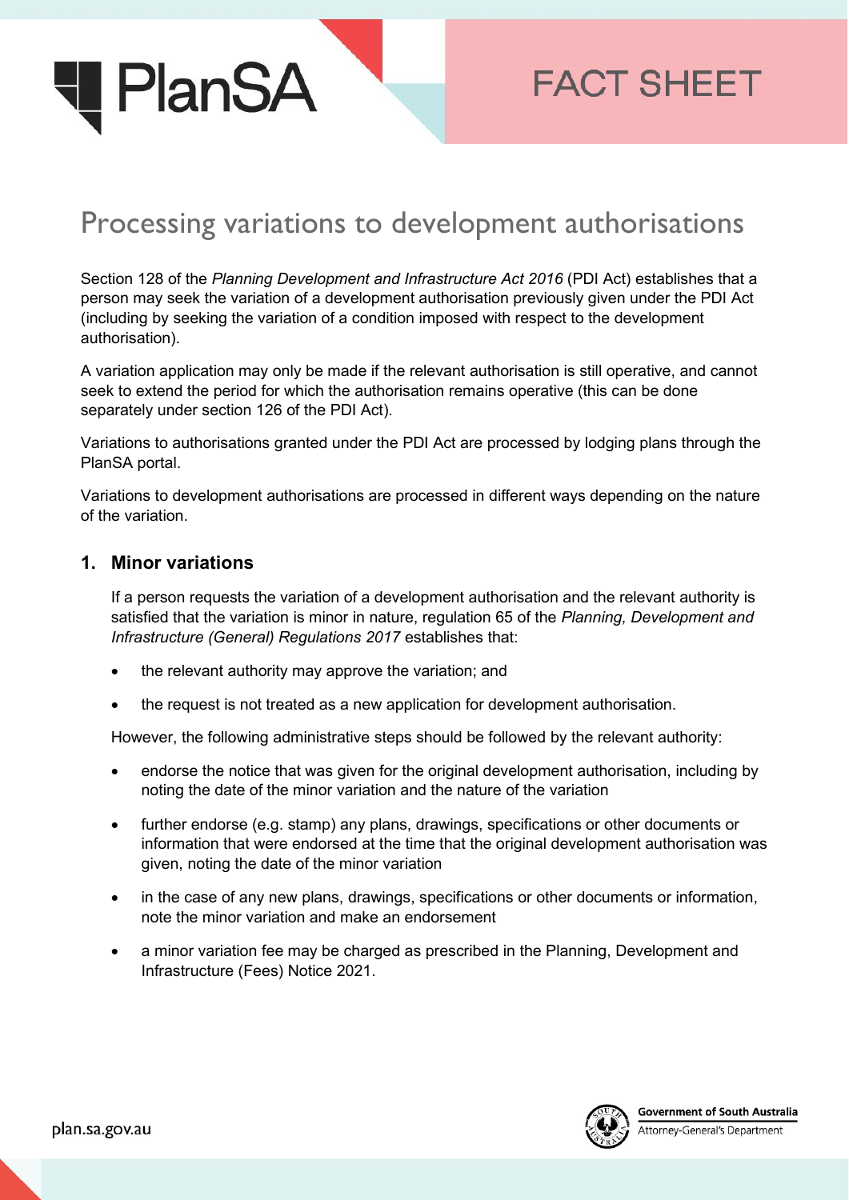# Processing variations to development authorisations

Section 128 of the *Planning Development and Infrastructure Act 2016* (PDI Act) establishes that a person may seek the variation of a development authorisation previously given under the PDI Act (including by seeking the variation of a condition imposed with respect to the development authorisation).

A variation application may only be made if the relevant authorisation is still operative, and cannot seek to extend the period for which the authorisation remains operative (this can be done separately under section 126 of the PDI Act).

Variations to authorisations granted under the PDI Act are processed by lodging plans through the PlanSA portal.

Variations to development authorisations are processed in different ways depending on the nature of the variation.

## 1. Minor variations

If a person requests the variation of a development authorisation and the relevant authority is satisfied that the variation is minor in nature, regulation 65 of the *Planning, Development and Infrastructure (General) Regulations 2017* establishes that:

- the relevant authority may approve the variation; and
- the request is not treated as a new application for development authorisation.

However, the following administrative steps should be followed by the relevant authority:

- endorse the notice that was given for the original development authorisation, including by noting the date of the minor variation and the nature of the variation
- further endorse (e.g. stamp) any plans, drawings, specifications or other documents or information that were endorsed at the time that the original development authorisation was given, noting the date of the minor variation
- in the case of any new plans, drawings, specifications or other documents or information, note the minor variation and make an endorsement
- a minor variation fee may be charged as prescribed in the Planning, Development and Infrastructure (Fees) Notice 2021.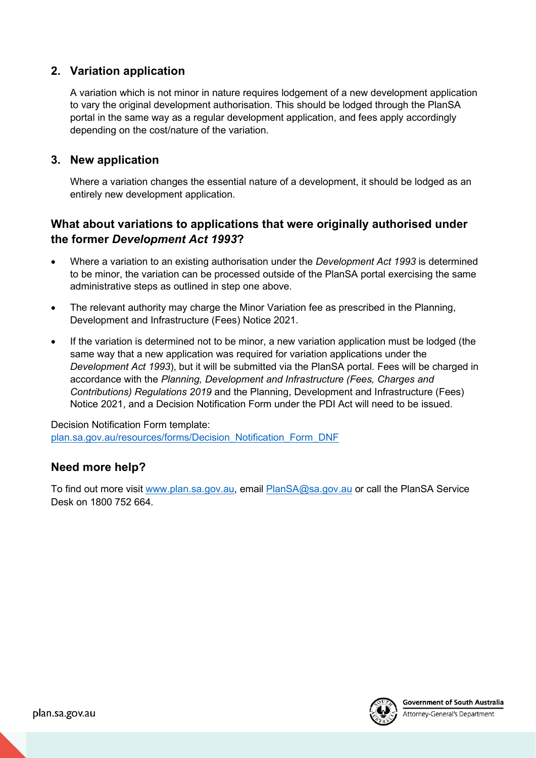## 2. Variation application

A variation which is not minor in nature requires lodgement of a new development application to vary the original development authorisation. This should be lodged through the PlanSA portal in the same way as a regular development application, and fees apply accordingly depending on the cost/nature of the variation.

## 3. New application

Where a variation changes the essential nature of a development, it should be lodged as an entirely new development application.

## What about variations to applications that were originally authorised under the former *Development Act 1993*?

- Where a variation to an existing authorisation under the *Development Act 1993* is determined to be minor, the variation can be processed outside of the PlanSA portal exercising the same administrative steps as outlined in step one above.
- The relevant authority may charge the Minor Variation fee as prescribed in the Planning, Development and Infrastructure (Fees) Notice 2021.
- If the variation is determined not to be minor, a new variation application must be lodged (the same way that a new application was required for variation applications under the *Development Act 1993*), but it will be submitted via the PlanSA portal. Fees will be charged in accordance with the *Planning, Development and Infrastructure (Fees, Charges and Contributions) Regulations 2019* and the Planning, Development and Infrastructure (Fees) Notice 2021, and a Decision Notification Form under the PDI Act will need to be issued.

Decision Notification Form template:
[plan.sa.gov.au/resources/forms/Decision_Notification_Form_DNF](plan.sa.gov.au/resources/forms/Decision_Notification_Form_DNF)

## Need more help?

To find out more visit [www.plan.sa.gov.au](www.plan.sa.gov.au), email [PlanSA@sa.gov.au](mailto:PlanSA@sa.gov.au) or call the PlanSA Service Desk on 1800 752 664.